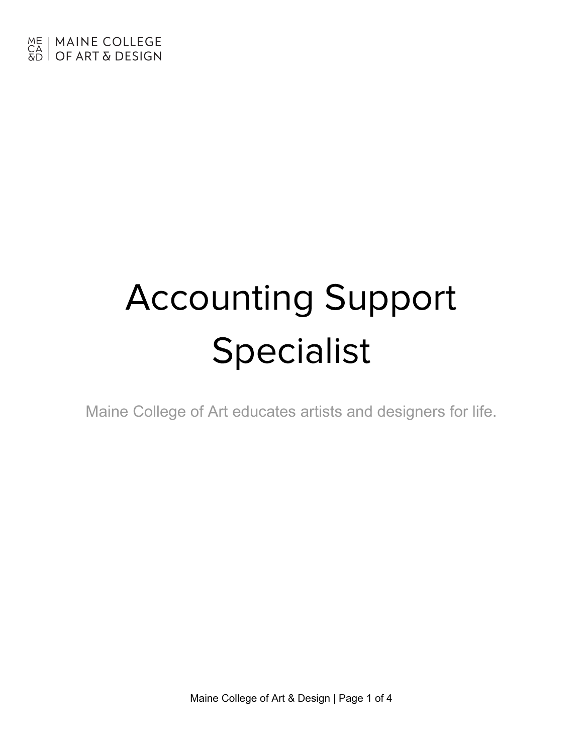MAINE COLLEGE OF ART & DESIGN

# Accounting Support Specialist

Maine College of Art educates artists and designers for life.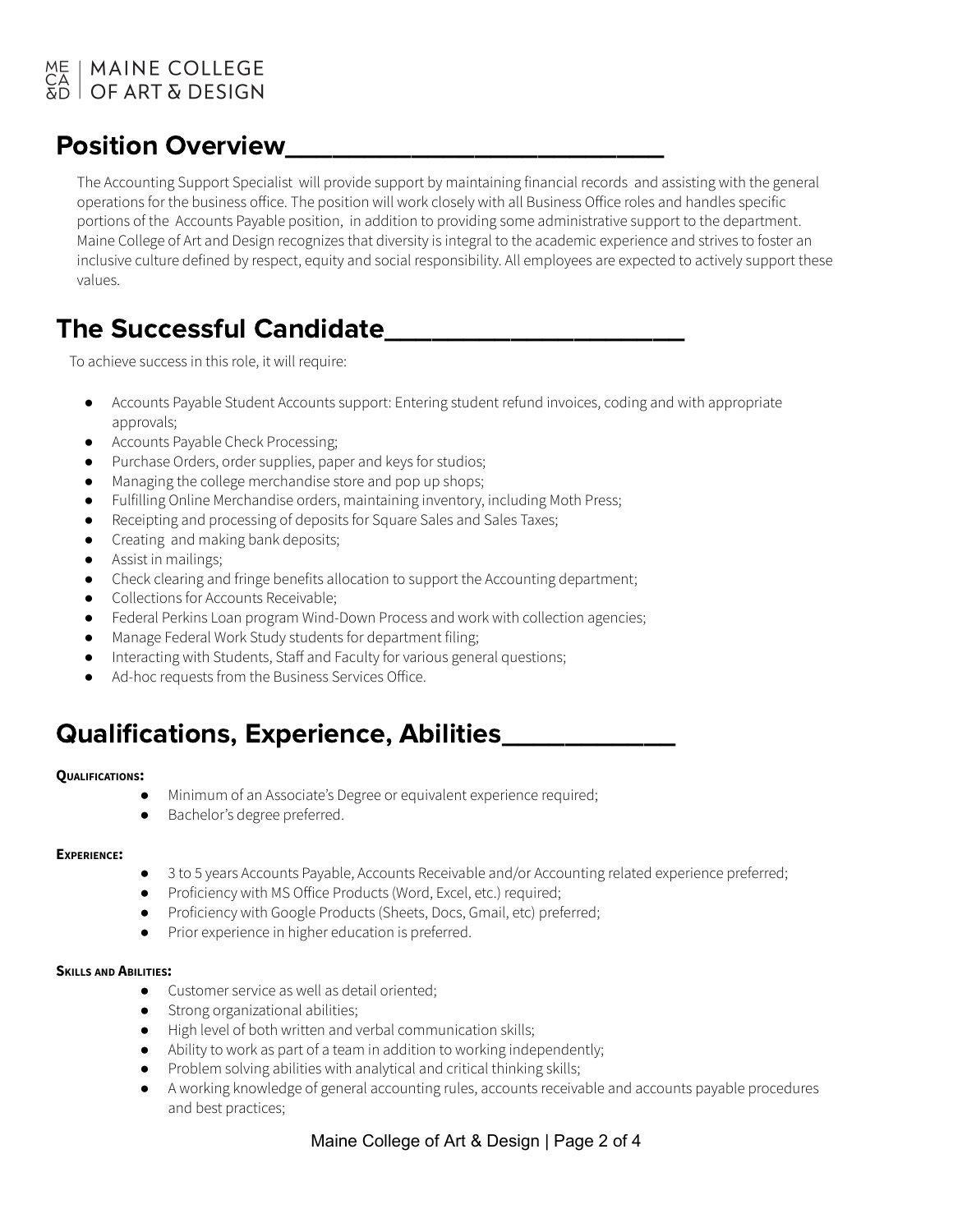## Position Overview

The Accounting Support Specialist will provide support by maintaining financial records and assisting with the general operations for the business office. The position will work closely with all Business Office roles and handles specific portions of the Accounts Payable position, in addition to providing some administrative support to the department. Maine College of Art and Design recognizes that diversity is integral to the academic experience and strives to foster an inclusive culture defined by respect, equity and social responsibility. All employees are expected to actively support these values.

## The Successful Candidate

To achieve success in this role, it will require:

- Accounts Payable Student Accounts support: Entering student refund invoices, coding and with appropriate approvals;
- Accounts Payable Check Processing;
- Purchase Orders, order supplies, paper and keys for studios;
- Managing the college merchandise store and pop up shops;
- Fulfilling Online Merchandise orders, maintaining inventory, including Moth Press;
- Receipting and processing of deposits for Square Sales and Sales Taxes;
- Creating and making bank deposits;
- Assist in mailings;
- Check clearing and fringe benefits allocation to support the Accounting department;
- Collections for Accounts Receivable;
- Federal Perkins Loan program Wind-Down Process and work with collection agencies;
- Manage Federal Work Study students for department filing;
- Interacting with Students, Staff and Faculty for various general questions;
- Ad-hoc requests from the Business Services Office.

## Qualifications, Experience, Abilities

**Qualifications:**

- Minimum of an Associate's Degree or equivalent experience required;
- Bachelor's degree preferred.

**Experience:**

- 3 to 5 years Accounts Payable, Accounts Receivable and/or Accounting related experience preferred;
- Proficiency with MS Office Products (Word, Excel, etc.) required;
- Proficiency with Google Products (Sheets, Docs, Gmail, etc) preferred;
- Prior experience in higher education is preferred.

**Skills and Abilities:**

- Customer service as well as detail oriented;
- Strong organizational abilities;
- High level of both written and verbal communication skills;
- Ability to work as part of a team in addition to working independently;
- Problem solving abilities with analytical and critical thinking skills;
- A working knowledge of general accounting rules, accounts receivable and accounts payable procedures and best practices;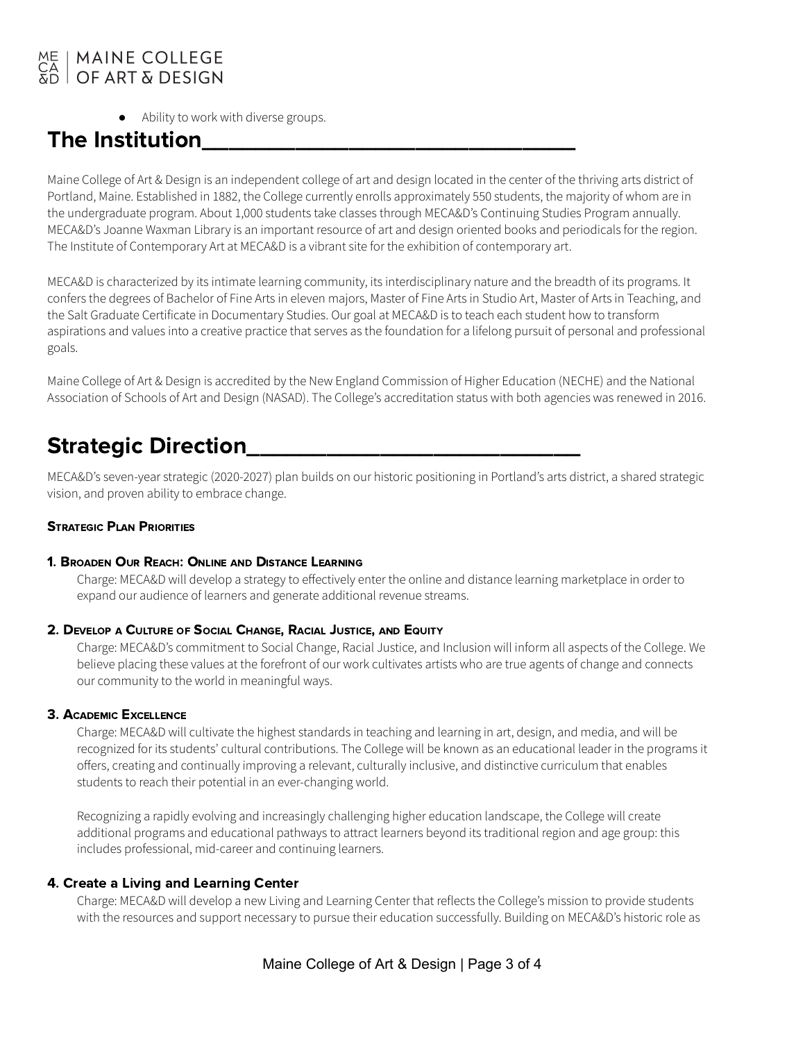- Ability to work with diverse groups.

## The Institution

Maine College of Art & Design is an independent college of art and design located in the center of the thriving arts district of Portland, Maine. Established in 1882, the College currently enrolls approximately 550 students, the majority of whom are in the undergraduate program. About 1,000 students take classes through MECA&D's Continuing Studies Program annually. MECA&D's Joanne Waxman Library is an important resource of art and design oriented books and periodicals for the region. The Institute of Contemporary Art at MECA&D is a vibrant site for the exhibition of contemporary art.

MECA&D is characterized by its intimate learning community, its interdisciplinary nature and the breadth of its programs. It confers the degrees of Bachelor of Fine Arts in eleven majors, Master of Fine Arts in Studio Art, Master of Arts in Teaching, and the Salt Graduate Certificate in Documentary Studies. Our goal at MECA&D is to teach each student how to transform aspirations and values into a creative practice that serves as the foundation for a lifelong pursuit of personal and professional goals.

Maine College of Art & Design is accredited by the New England Commission of Higher Education (NECHE) and the National Association of Schools of Art and Design (NASAD). The College's accreditation status with both agencies was renewed in 2016.

## Strategic Direction

MECA&D's seven-year strategic (2020-2027) plan builds on our historic positioning in Portland's arts district, a shared strategic vision, and proven ability to embrace change.

#### Strategic Plan Priorities

#### 1. Broaden Our Reach: Online and Distance Learning

Charge: MECA&D will develop a strategy to effectively enter the online and distance learning marketplace in order to expand our audience of learners and generate additional revenue streams.

#### 2. Develop a Culture of Social Change, Racial Justice, and Equity

Charge: MECA&D's commitment to Social Change, Racial Justice, and Inclusion will inform all aspects of the College. We believe placing these values at the forefront of our work cultivates artists who are true agents of change and connects our community to the world in meaningful ways.

#### 3. Academic Excellence

Charge: MECA&D will cultivate the highest standards in teaching and learning in art, design, and media, and will be recognized for its students' cultural contributions. The College will be known as an educational leader in the programs it offers, creating and continually improving a relevant, culturally inclusive, and distinctive curriculum that enables students to reach their potential in an ever-changing world.

Recognizing a rapidly evolving and increasingly challenging higher education landscape, the College will create additional programs and educational pathways to attract learners beyond its traditional region and age group: this includes professional, mid-career and continuing learners.

#### 4. Create a Living and Learning Center

Charge: MECA&D will develop a new Living and Learning Center that reflects the College's mission to provide students with the resources and support necessary to pursue their education successfully. Building on MECA&D's historic role as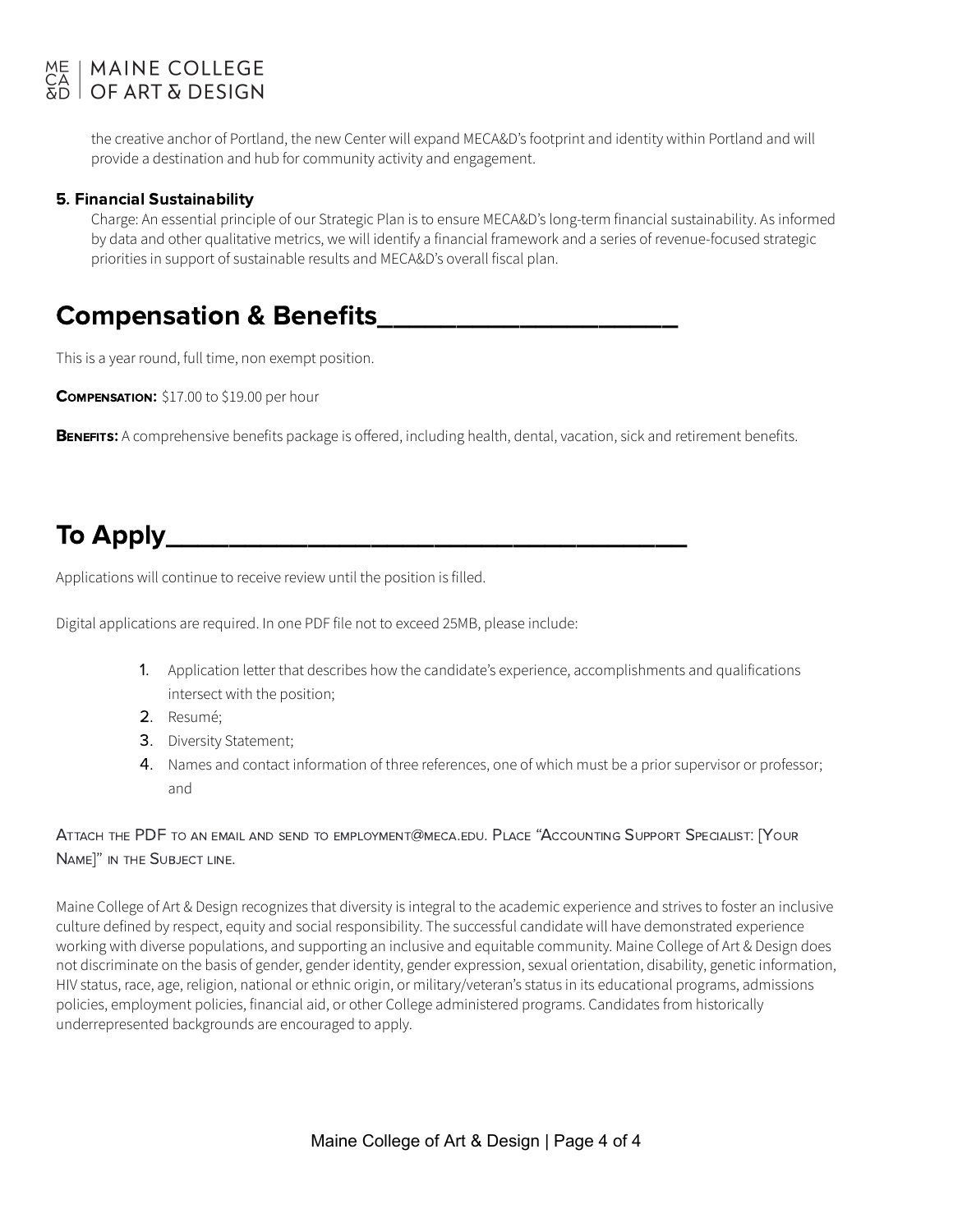the creative anchor of Portland, the new Center will expand MECA&D's footprint and identity within Portland and will provide a destination and hub for community activity and engagement.

### 5. Financial Sustainability

Charge: An essential principle of our Strategic Plan is to ensure MECA&D's long-term financial sustainability. As informed by data and other qualitative metrics, we will identify a financial framework and a series of revenue-focused strategic priorities in support of sustainable results and MECA&D's overall fiscal plan.

## Compensation & Benefits

This is a year round, full time, non exempt position.

**Compensation:** $17.00 to $19.00 per hour

**Benefits:** A comprehensive benefits package is offered, including health, dental, vacation, sick and retirement benefits.

## To Apply

Applications will continue to receive review until the position is filled.

Digital applications are required. In one PDF file not to exceed 25MB, please include:

1. Application letter that describes how the candidate's experience, accomplishments and qualifications intersect with the position;
2. Resumé;
3. Diversity Statement;
4. Names and contact information of three references, one of which must be a prior supervisor or professor; and

Attach the PDF to an email and send to employment@meca.edu. Place "Accounting Support Specialist: [Your Name]" in the Subject line.

Maine College of Art & Design recognizes that diversity is integral to the academic experience and strives to foster an inclusive culture defined by respect, equity and social responsibility. The successful candidate will have demonstrated experience working with diverse populations, and supporting an inclusive and equitable community. Maine College of Art & Design does not discriminate on the basis of gender, gender identity, gender expression, sexual orientation, disability, genetic information, HIV status, race, age, religion, national or ethnic origin, or military/veteran's status in its educational programs, admissions policies, employment policies, financial aid, or other College administered programs. Candidates from historically underrepresented backgrounds are encouraged to apply.